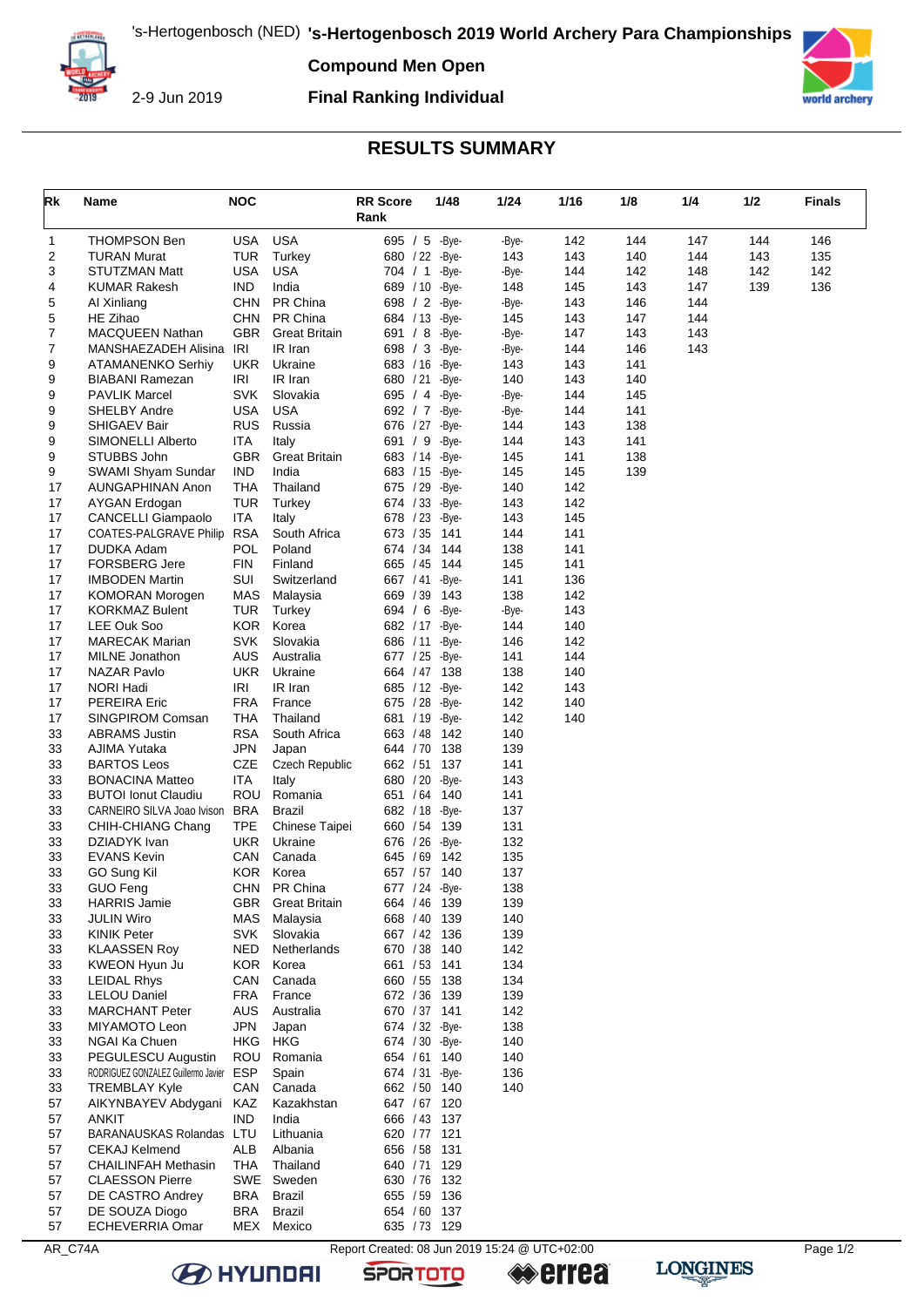's-Hertogenbosch (NED) **'s-Hertogenbosch 2019 World Archery Para Championships**

**Compound Men Open**

2-9 Jun 2019

**Final Ranking Individual**

## RESULTS SUMMARY

| Rk | Name | NOC | | RR Score Rank | 1/48 | 1/24 | 1/16 | 1/8 | 1/4 | 1/2 | Finals |
|---|---|---|---|---|---|---|---|---|---|---|---|
| 1 | THOMPSON Ben | USA | USA | 695 / 5 | -Bye- | -Bye- | 142 | 144 | 147 | 144 | 146 |
| 2 | TURAN Murat | TUR | Turkey | 680 / 22 | -Bye- | 143 | 143 | 140 | 144 | 143 | 135 |
| 3 | STUTZMAN Matt | USA | USA | 704 / 1 | -Bye- | -Bye- | 144 | 142 | 148 | 142 | 142 |
| 4 | KUMAR Rakesh | IND | India | 689 / 10 | -Bye- | 148 | 145 | 143 | 147 | 139 | 136 |
| 5 | AI Xinliang | CHN | PR China | 698 / 2 | -Bye- | -Bye- | 143 | 146 | 144 | | |
| 5 | HE Zihao | CHN | PR China | 684 / 13 | -Bye- | 145 | 143 | 147 | 144 | | |
| 7 | MACQUEEN Nathan | GBR | Great Britain | 691 / 8 | -Bye- | -Bye- | 147 | 143 | 143 | | |
| 7 | MANSHAEZADEH Alisina | IRI | IR Iran | 698 / 3 | -Bye- | -Bye- | 144 | 146 | 143 | | |
| 9 | ATAMANENKO Serhiy | UKR | Ukraine | 683 / 16 | -Bye- | 143 | 143 | 141 | | | |
| 9 | BIABANI Ramezan | IRI | IR Iran | 680 / 21 | -Bye- | 140 | 143 | 140 | | | |
| 9 | PAVLIK Marcel | SVK | Slovakia | 695 / 4 | -Bye- | -Bye- | 144 | 145 | | | |
| 9 | SHELBY Andre | USA | USA | 692 / 7 | -Bye- | -Bye- | 144 | 141 | | | |
| 9 | SHIGAEV Bair | RUS | Russia | 676 / 27 | -Bye- | 144 | 143 | 138 | | | |
| 9 | SIMONELLI Alberto | ITA | Italy | 691 / 9 | -Bye- | 144 | 143 | 141 | | | |
| 9 | STUBBS John | GBR | Great Britain | 683 / 14 | -Bye- | 145 | 141 | 138 | | | |
| 9 | SWAMI Shyam Sundar | IND | India | 683 / 15 | -Bye- | 145 | 145 | 139 | | | |
| 17 | AUNGAPHINAN Anon | THA | Thailand | 675 / 29 | -Bye- | 140 | 142 | | | | |
| 17 | AYGAN Erdogan | TUR | Turkey | 674 / 33 | -Bye- | 143 | 142 | | | | |
| 17 | CANCELLI Giampaolo | ITA | Italy | 678 / 23 | -Bye- | 143 | 145 | | | | |
| 17 | COATES-PALGRAVE Philip | RSA | South Africa | 673 / 35 | 141 | 144 | 141 | | | | |
| 17 | DUDKA Adam | POL | Poland | 674 / 34 | 144 | 138 | 141 | | | | |
| 17 | FORSBERG Jere | FIN | Finland | 665 / 45 | 144 | 145 | 141 | | | | |
| 17 | IMBODEN Martin | SUI | Switzerland | 667 / 41 | -Bye- | 141 | 136 | | | | |
| 17 | KOMORAN Morogen | MAS | Malaysia | 669 / 39 | 143 | 138 | 142 | | | | |
| 17 | KORKMAZ Bulent | TUR | Turkey | 694 / 6 | -Bye- | -Bye- | 143 | | | | |
| 17 | LEE Ouk Soo | KOR | Korea | 682 / 17 | -Bye- | 144 | 140 | | | | |
| 17 | MARECAK Marian | SVK | Slovakia | 686 / 11 | -Bye- | 146 | 142 | | | | |
| 17 | MILNE Jonathon | AUS | Australia | 677 / 25 | -Bye- | 141 | 144 | | | | |
| 17 | NAZAR Pavlo | UKR | Ukraine | 664 / 47 | 138 | 138 | 140 | | | | |
| 17 | NORI Hadi | IRI | IR Iran | 685 / 12 | -Bye- | 142 | 143 | | | | |
| 17 | PEREIRA Eric | FRA | France | 675 / 28 | -Bye- | 142 | 140 | | | | |
| 17 | SINGPIROM Comsan | THA | Thailand | 681 / 19 | -Bye- | 142 | 140 | | | | |
| 33 | ABRAMS Justin | RSA | South Africa | 663 / 48 | 142 | 140 | | | | | |
| 33 | AJIMA Yutaka | JPN | Japan | 644 / 70 | 138 | 139 | | | | | |
| 33 | BARTOS Leos | CZE | Czech Republic | 662 / 51 | 137 | 141 | | | | | |
| 33 | BONACINA Matteo | ITA | Italy | 680 / 20 | -Bye- | 143 | | | | | |
| 33 | BUTOI Ionut Claudiu | ROU | Romania | 651 / 64 | 140 | 141 | | | | | |
| 33 | CARNEIRO SILVA Joao Ivison | BRA | Brazil | 682 / 18 | -Bye- | 137 | | | | | |
| 33 | CHIH-CHIANG Chang | TPE | Chinese Taipei | 660 / 54 | 139 | 131 | | | | | |
| 33 | DZIADYK Ivan | UKR | Ukraine | 676 / 26 | -Bye- | 132 | | | | | |
| 33 | EVANS Kevin | CAN | Canada | 645 / 69 | 142 | 135 | | | | | |
| 33 | GO Sung Kil | KOR | Korea | 657 / 57 | 140 | 137 | | | | | |
| 33 | GUO Feng | CHN | PR China | 677 / 24 | -Bye- | 138 | | | | | |
| 33 | HARRIS Jamie | GBR | Great Britain | 664 / 46 | 139 | 139 | | | | | |
| 33 | JULIN Wiro | MAS | Malaysia | 668 / 40 | 139 | 140 | | | | | |
| 33 | KINIK Peter | SVK | Slovakia | 667 / 42 | 136 | 139 | | | | | |
| 33 | KLAASSEN Roy | NED | Netherlands | 670 / 38 | 140 | 142 | | | | | |
| 33 | KWEON Hyun Ju | KOR | Korea | 661 / 53 | 141 | 134 | | | | | |
| 33 | LEIDAL Rhys | CAN | Canada | 660 / 55 | 138 | 134 | | | | | |
| 33 | LELOU Daniel | FRA | France | 672 / 36 | 139 | 139 | | | | | |
| 33 | MARCHANT Peter | AUS | Australia | 670 / 37 | 141 | 142 | | | | | |
| 33 | MIYAMOTO Leon | JPN | Japan | 674 / 32 | -Bye- | 138 | | | | | |
| 33 | NGAI Ka Chuen | HKG | HKG | 674 / 30 | -Bye- | 140 | | | | | |
| 33 | PEGULESCU Augustin | ROU | Romania | 654 / 61 | 140 | 140 | | | | | |
| 33 | RODRIGUEZ GONZALEZ Guillermo Javier | ESP | Spain | 674 / 31 | -Bye- | 136 | | | | | |
| 33 | TREMBLAY Kyle | CAN | Canada | 662 / 50 | 140 | 140 | | | | | |
| 57 | AIKYNBAYEV Abdygani | KAZ | Kazakhstan | 647 / 67 | 120 | | | | | | |
| 57 | ANKIT | IND | India | 666 / 43 | 137 | | | | | | |
| 57 | BARANAUSKAS Rolandas | LTU | Lithuania | 620 / 77 | 121 | | | | | | |
| 57 | CEKAJ Kelmend | ALB | Albania | 656 / 58 | 131 | | | | | | |
| 57 | CHAILINFAH Methasin | THA | Thailand | 640 / 71 | 129 | | | | | | |
| 57 | CLAESSON Pierre | SWE | Sweden | 630 / 76 | 132 | | | | | | |
| 57 | DE CASTRO Andrey | BRA | Brazil | 655 / 59 | 136 | | | | | | |
| 57 | DE SOUZA Diogo | BRA | Brazil | 654 / 60 | 137 | | | | | | |
| 57 | ECHEVERRIA Omar | MEX | Mexico | 635 / 73 | 129 | | | | | | |

AR_C74A Report Created: 08 Jun 2019 15:24 @ UTC+02:00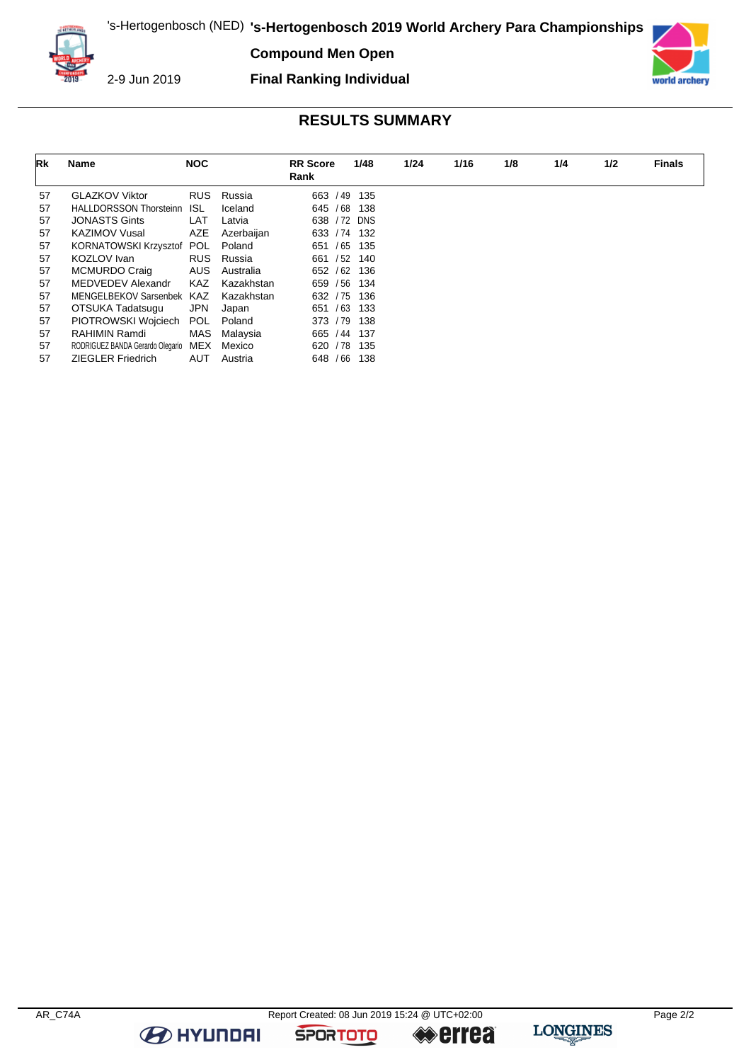# 's-Hertogenbosch 2019 World Archery Para Championships

's-Hertogenbosch (NED)

2-9 Jun 2019

**Compound Men Open**

**Final Ranking Individual**

## RESULTS SUMMARY

| Rk | Name | NOC | | RR Score | Rank | 1/48 | 1/24 | 1/16 | 1/8 | 1/4 | 1/2 | Finals |
|---|---|---|---|---|---|---|---|---|---|---|---|---|
| 57 | GLAZKOV Viktor | RUS | Russia | 663 | /49 | 135 | | | | | | |
| 57 | HALLDORSSON Thorsteinn | ISL | Iceland | 645 | /68 | 138 | | | | | | |
| 57 | JONASTS Gints | LAT | Latvia | 638 | /72 | DNS | | | | | | |
| 57 | KAZIMOV Vusal | AZE | Azerbaijan | 633 | /74 | 132 | | | | | | |
| 57 | KORNATOWSKI Krzysztof | POL | Poland | 651 | /65 | 135 | | | | | | |
| 57 | KOZLOV Ivan | RUS | Russia | 661 | /52 | 140 | | | | | | |
| 57 | MCMURDO Craig | AUS | Australia | 652 | /62 | 136 | | | | | | |
| 57 | MEDVEDEV Alexandr | KAZ | Kazakhstan | 659 | /56 | 134 | | | | | | |
| 57 | MENGELBEKOV Sarsenbek | KAZ | Kazakhstan | 632 | /75 | 136 | | | | | | |
| 57 | OTSUKA Tadatsugu | JPN | Japan | 651 | /63 | 133 | | | | | | |
| 57 | PIOTROWSKI Wojciech | POL | Poland | 373 | /79 | 138 | | | | | | |
| 57 | RAHIMIN Ramdi | MAS | Malaysia | 665 | /44 | 137 | | | | | | |
| 57 | RODRIGUEZ BANDA Gerardo Olegario | MEX | Mexico | 620 | /78 | 135 | | | | | | |
| 57 | ZIEGLER Friedrich | AUT | Austria | 648 | /66 | 138 | | | | | | |

AR_C74A Report Created: 08 Jun 2019 15:24 @ UTC+02:00